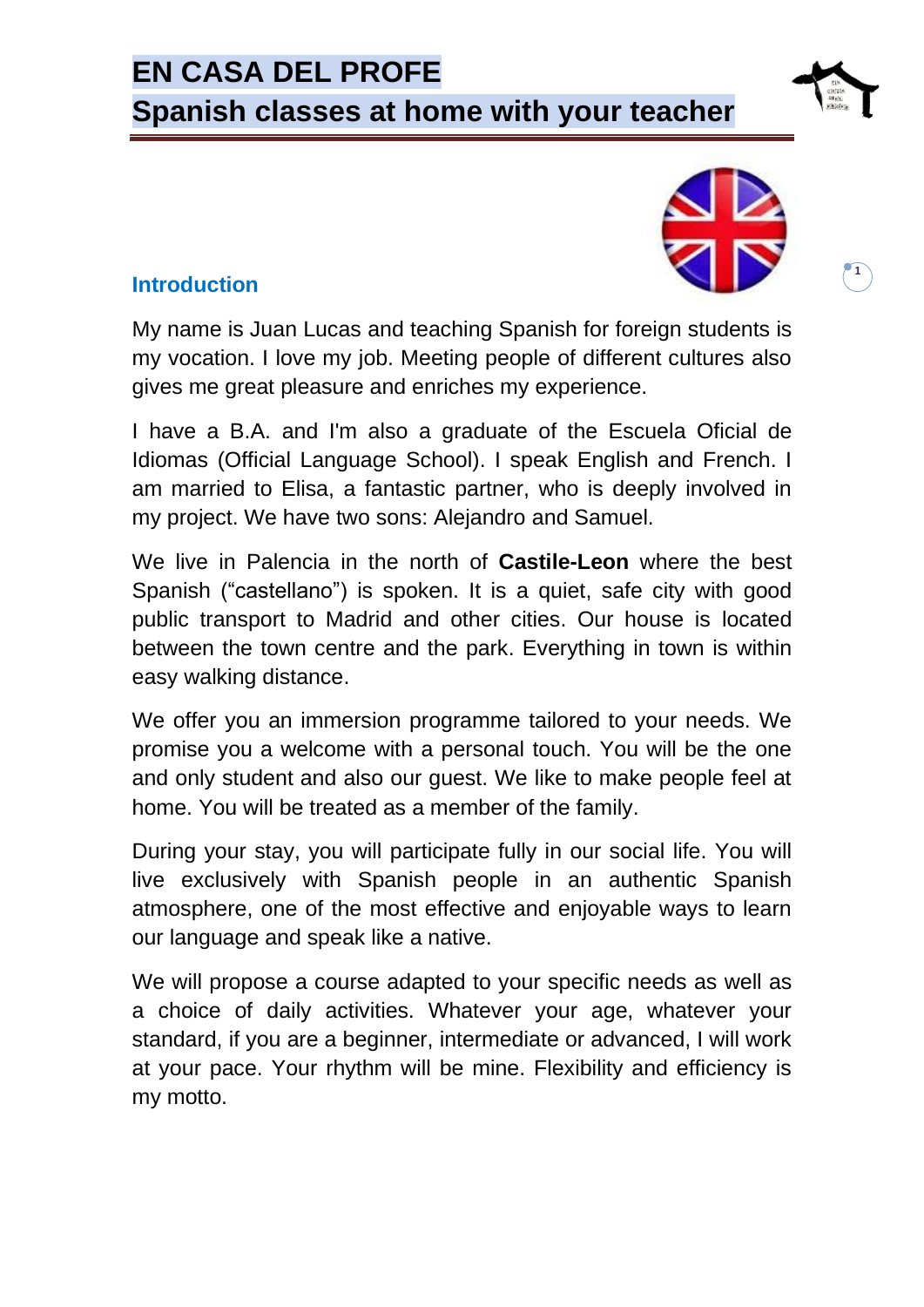# EN CASA DEL PROFE

## Spanish classes at home with your teacher

### Introduction

My name is Juan Lucas and teaching Spanish for foreign students is my vocation. I love my job. Meeting people of different cultures also gives me great pleasure and enriches my experience.

I have a B.A. and I'm also a graduate of the Escuela Oficial de Idiomas (Official Language School). I speak English and French. I am married to Elisa, a fantastic partner, who is deeply involved in my project. We have two sons: Alejandro and Samuel.

We live in Palencia in the north of **Castile-Leon** where the best Spanish ("castellano") is spoken. It is a quiet, safe city with good public transport to Madrid and other cities. Our house is located between the town centre and the park. Everything in town is within easy walking distance.

We offer you an immersion programme tailored to your needs. We promise you a welcome with a personal touch. You will be the one and only student and also our guest. We like to make people feel at home. You will be treated as a member of the family.

During your stay, you will participate fully in our social life. You will live exclusively with Spanish people in an authentic Spanish atmosphere, one of the most effective and enjoyable ways to learn our language and speak like a native.

We will propose a course adapted to your specific needs as well as a choice of daily activities. Whatever your age, whatever your standard, if you are a beginner, intermediate or advanced, I will work at your pace. Your rhythm will be mine. Flexibility and efficiency is my motto.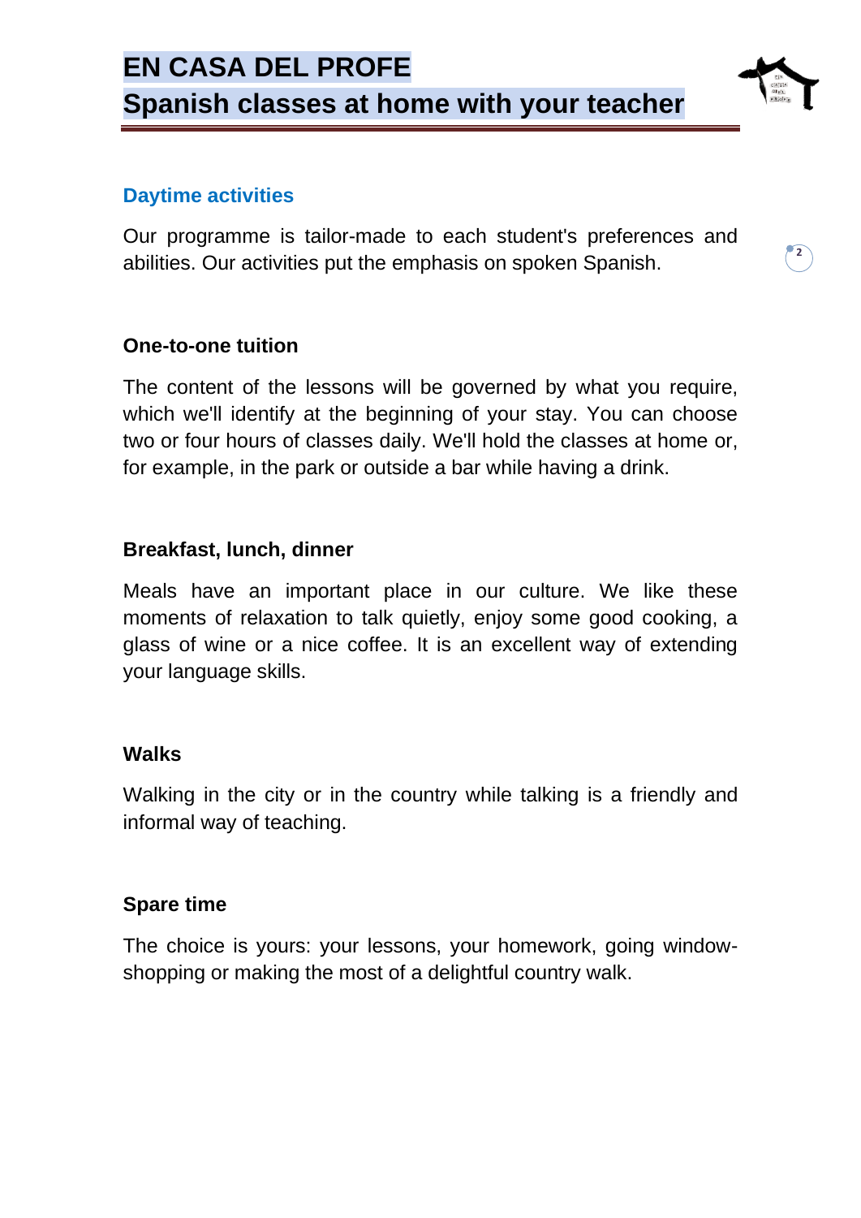## Daytime activities

Our programme is tailor-made to each student's preferences and abilities. Our activities put the emphasis on spoken Spanish.

### One-to-one tuition

The content of the lessons will be governed by what you require, which we'll identify at the beginning of your stay. You can choose two or four hours of classes daily. We'll hold the classes at home or, for example, in the park or outside a bar while having a drink.

### Breakfast, lunch, dinner

Meals have an important place in our culture. We like these moments of relaxation to talk quietly, enjoy some good cooking, a glass of wine or a nice coffee. It is an excellent way of extending your language skills.

### Walks

Walking in the city or in the country while talking is a friendly and informal way of teaching.

### Spare time

The choice is yours: your lessons, your homework, going window-shopping or making the most of a delightful country walk.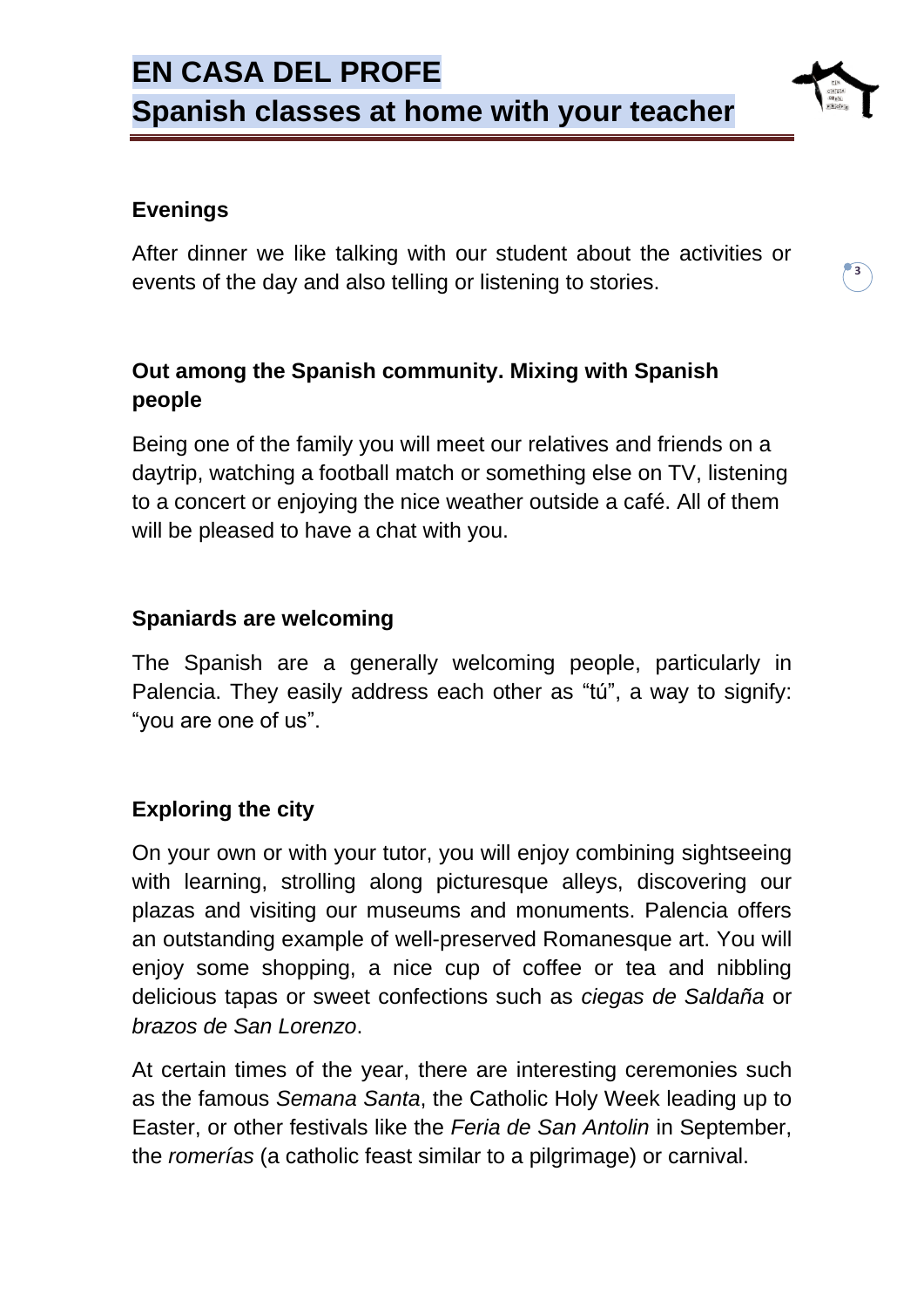### Evenings

After dinner we like talking with our student about the activities or events of the day and also telling or listening to stories.

### Out among the Spanish community. Mixing with Spanish people

Being one of the family you will meet our relatives and friends on a daytrip, watching a football match or something else on TV, listening to a concert or enjoying the nice weather outside a café. All of them will be pleased to have a chat with you.

### Spaniards are welcoming

The Spanish are a generally welcoming people, particularly in Palencia. They easily address each other as "tú", a way to signify: "you are one of us".

### Exploring the city

On your own or with your tutor, you will enjoy combining sightseeing with learning, strolling along picturesque alleys, discovering our plazas and visiting our museums and monuments. Palencia offers an outstanding example of well-preserved Romanesque art. You will enjoy some shopping, a nice cup of coffee or tea and nibbling delicious tapas or sweet confections such as *ciegas de Saldaña* or *brazos de San Lorenzo*.

At certain times of the year, there are interesting ceremonies such as the famous *Semana Santa*, the Catholic Holy Week leading up to Easter, or other festivals like the *Feria de San Antolin* in September, the *romerías* (a catholic feast similar to a pilgrimage) or carnival.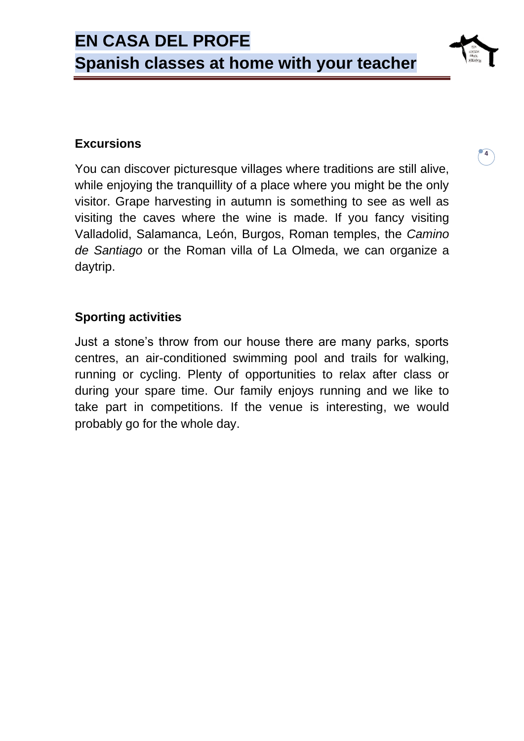## Excursions

You can discover picturesque villages where traditions are still alive, while enjoying the tranquillity of a place where you might be the only visitor. Grape harvesting in autumn is something to see as well as visiting the caves where the wine is made. If you fancy visiting Valladolid, Salamanca, León, Burgos, Roman temples, the *Camino de Santiago* or the Roman villa of La Olmeda, we can organize a daytrip.

## Sporting activities

Just a stone's throw from our house there are many parks, sports centres, an air-conditioned swimming pool and trails for walking, running or cycling. Plenty of opportunities to relax after class or during your spare time. Our family enjoys running and we like to take part in competitions. If the venue is interesting, we would probably go for the whole day.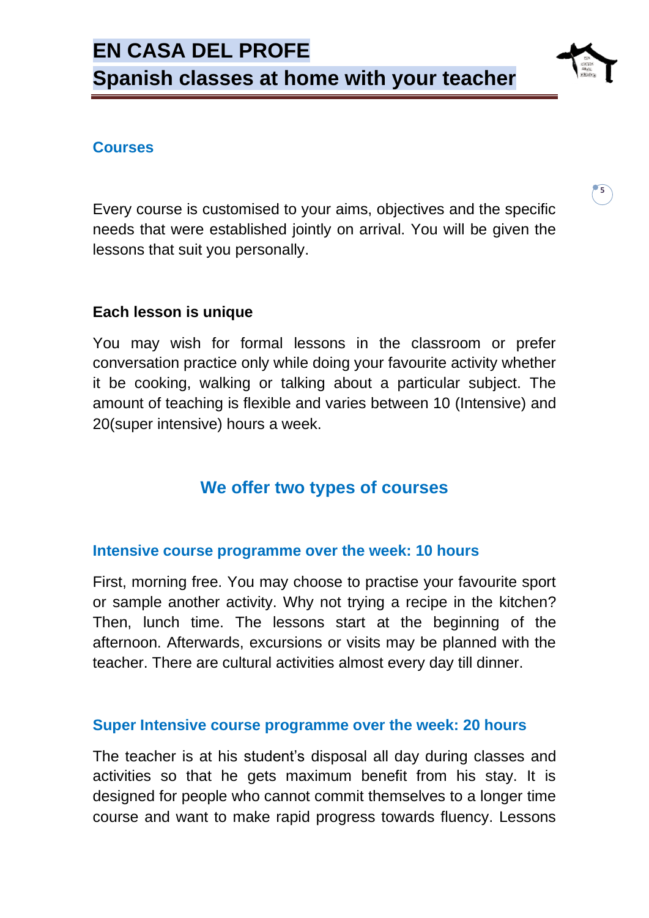## Courses

Every course is customised to your aims, objectives and the specific needs that were established jointly on arrival. You will be given the lessons that suit you personally.

**Each lesson is unique**

You may wish for formal lessons in the classroom or prefer conversation practice only while doing your favourite activity whether it be cooking, walking or talking about a particular subject. The amount of teaching is flexible and varies between 10 (Intensive) and 20(super intensive) hours a week.

## We offer two types of courses

### Intensive course programme over the week: 10 hours

First, morning free. You may choose to practise your favourite sport or sample another activity. Why not trying a recipe in the kitchen? Then, lunch time. The lessons start at the beginning of the afternoon. Afterwards, excursions or visits may be planned with the teacher. There are cultural activities almost every day till dinner.

### Super Intensive course programme over the week: 20 hours

The teacher is at his student's disposal all day during classes and activities so that he gets maximum benefit from his stay. It is designed for people who cannot commit themselves to a longer time course and want to make rapid progress towards fluency. Lessons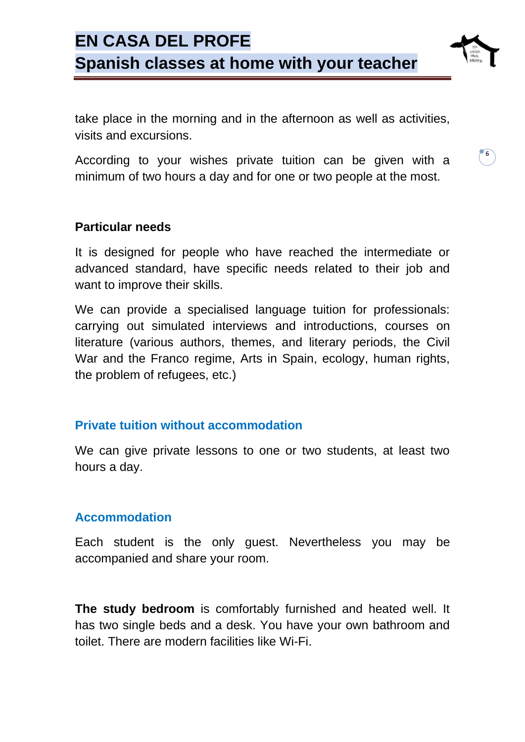take place in the morning and in the afternoon as well as activities, visits and excursions.

According to your wishes private tuition can be given with a minimum of two hours a day and for one or two people at the most.

**Particular needs**

It is designed for people who have reached the intermediate or advanced standard, have specific needs related to their job and want to improve their skills.

We can provide a specialised language tuition for professionals: carrying out simulated interviews and introductions, courses on literature (various authors, themes, and literary periods, the Civil War and the Franco regime, Arts in Spain, ecology, human rights, the problem of refugees, etc.)

## Private tuition without accommodation

We can give private lessons to one or two students, at least two hours a day.

## Accommodation

Each student is the only guest. Nevertheless you may be accompanied and share your room.

**The study bedroom** is comfortably furnished and heated well. It has two single beds and a desk. You have your own bathroom and toilet. There are modern facilities like Wi-Fi.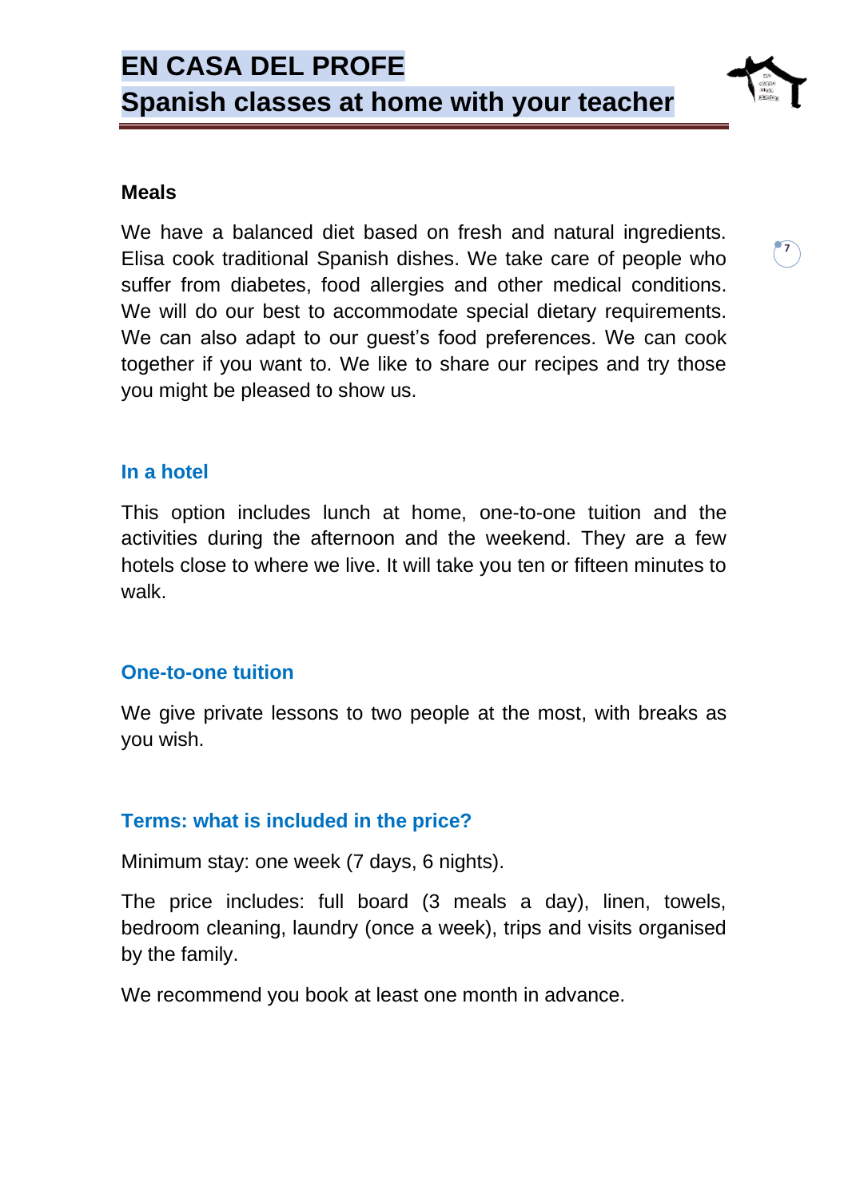## Meals

We have a balanced diet based on fresh and natural ingredients. Elisa cook traditional Spanish dishes. We take care of people who suffer from diabetes, food allergies and other medical conditions. We will do our best to accommodate special dietary requirements. We can also adapt to our guest's food preferences. We can cook together if you want to. We like to share our recipes and try those you might be pleased to show us.

### In a hotel

This option includes lunch at home, one-to-one tuition and the activities during the afternoon and the weekend. They are a few hotels close to where we live. It will take you ten or fifteen minutes to walk.

### One-to-one tuition

We give private lessons to two people at the most, with breaks as you wish.

### Terms: what is included in the price?

Minimum stay: one week (7 days, 6 nights).

The price includes: full board (3 meals a day), linen, towels, bedroom cleaning, laundry (once a week), trips and visits organised by the family.

We recommend you book at least one month in advance.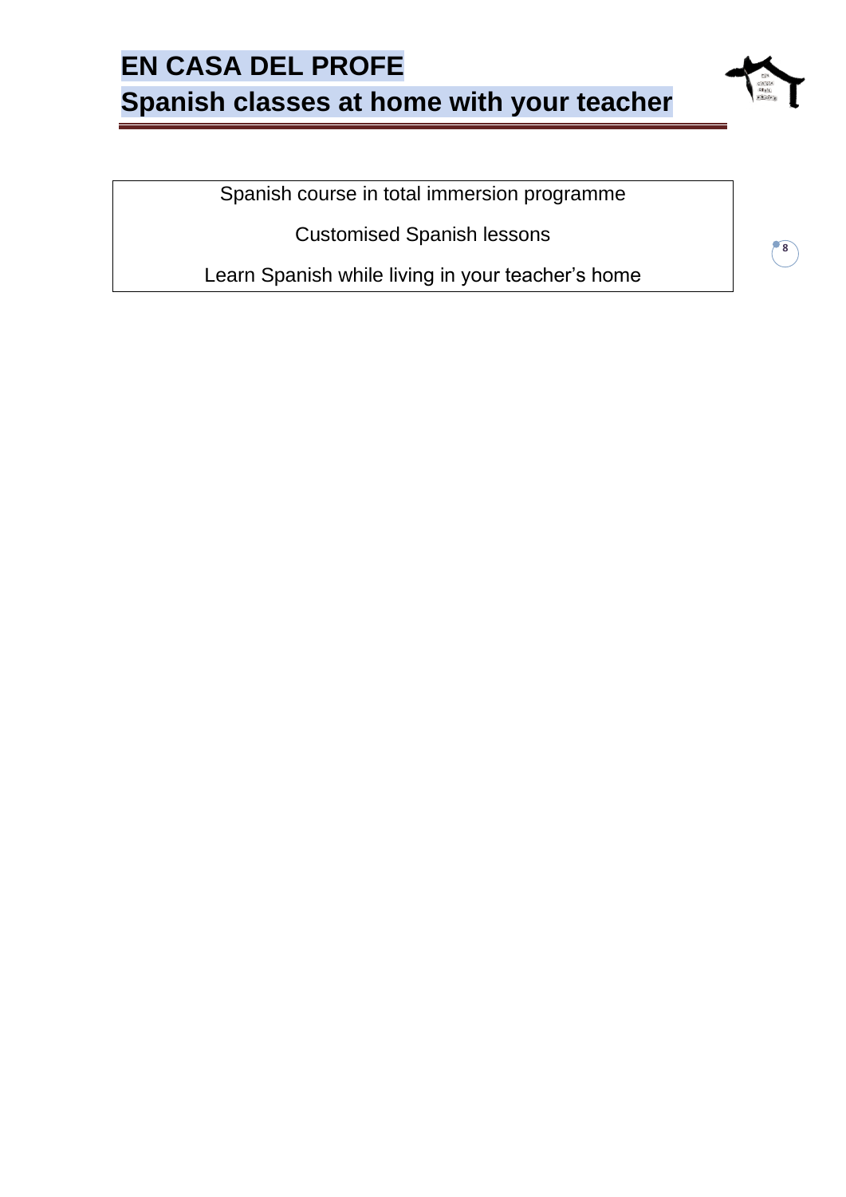Spanish course in total immersion programme

Customised Spanish lessons

Learn Spanish while living in your teacher's home